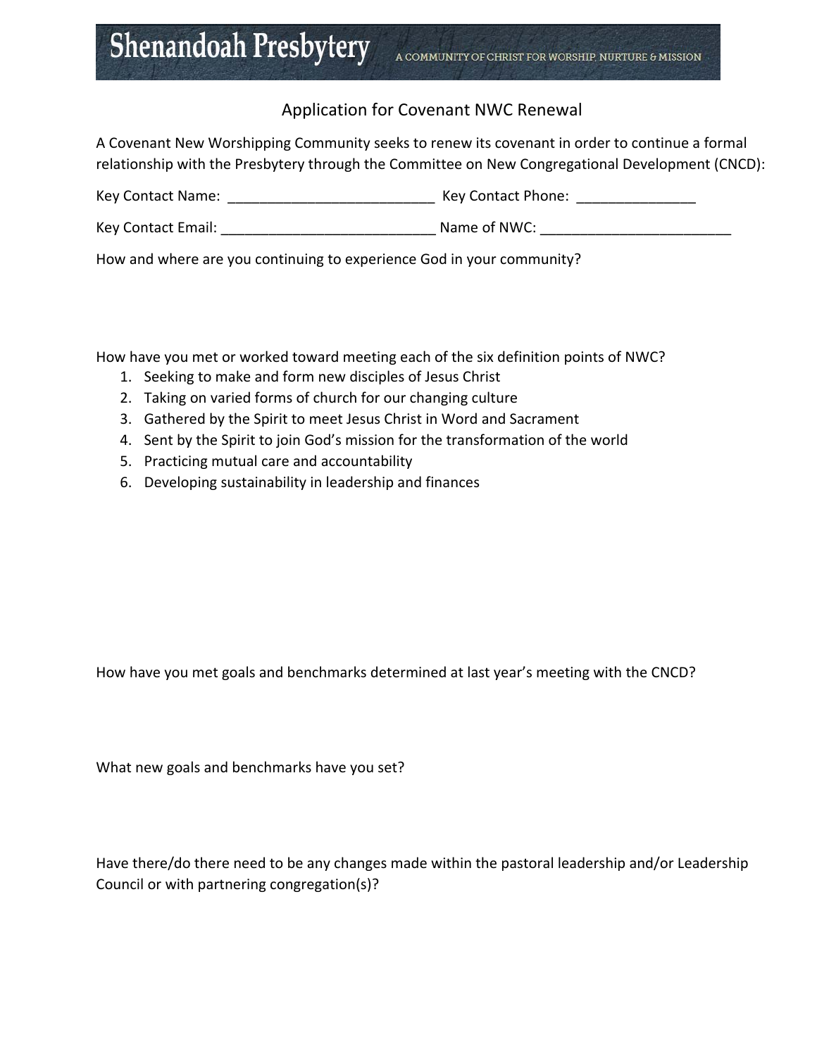# Shenandoah Presbytery

A COMMUNITY OF CHRIST FOR WORSHIP, NURTURE & MISSION

## Application for Covenant NWC Renewal

A Covenant New Worshipping Community seeks to renew its covenant in order to continue a formal relationship with the Presbytery through the Committee on New Congregational Development (CNCD):

Key Contact Name: __________________________ Key Contact Phone: ______________

Key Contact Email: __________________________ Name of NWC: ________________________

How and where are you continuing to experience God in your community?

How have you met or worked toward meeting each of the six definition points of NWC?

1. Seeking to make and form new disciples of Jesus Christ
2. Taking on varied forms of church for our changing culture
3. Gathered by the Spirit to meet Jesus Christ in Word and Sacrament
4. Sent by the Spirit to join God's mission for the transformation of the world
5. Practicing mutual care and accountability
6. Developing sustainability in leadership and finances

How have you met goals and benchmarks determined at last year's meeting with the CNCD?

What new goals and benchmarks have you set?

Have there/do there need to be any changes made within the pastoral leadership and/or Leadership Council or with partnering congregation(s)?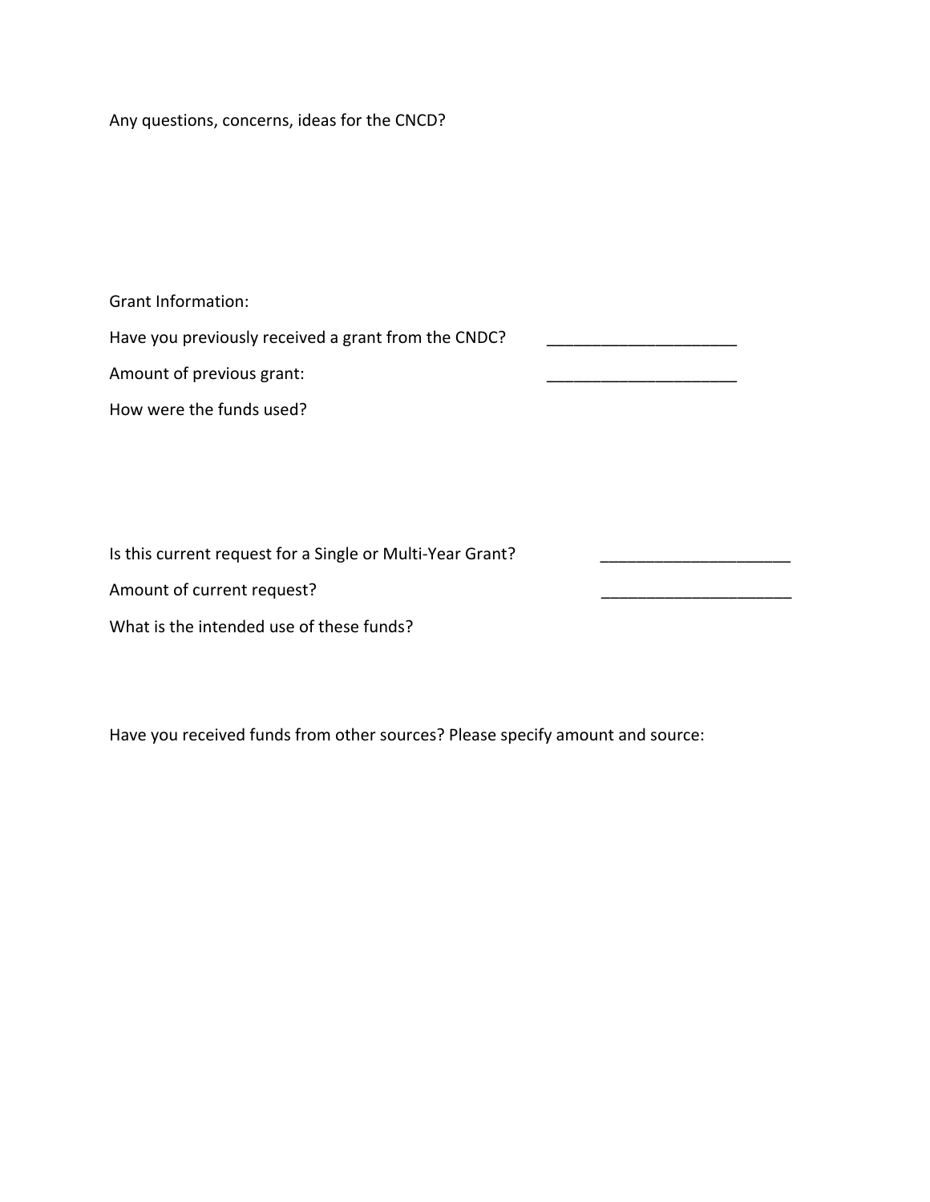Any questions, concerns, ideas for the CNCD?

Grant Information:

Have you previously received a grant from the CNDC? _____________________

Amount of previous grant: _____________________

How were the funds used?

Is this current request for a Single or Multi-Year Grant? _____________________

Amount of current request? _____________________

What is the intended use of these funds?

Have you received funds from other sources? Please specify amount and source: